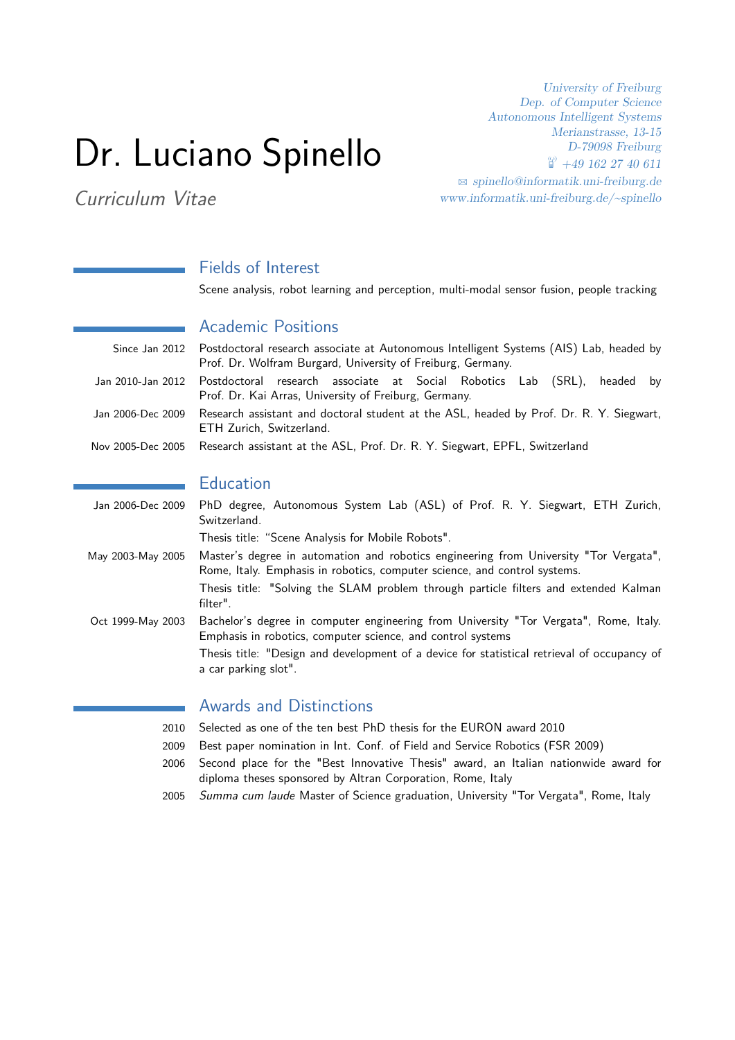# Dr. Luciano Spinello

*Curriculum Vitae*

*University of Freiburg*
*Dep. of Computer Science*
*Autonomous Intelligent Systems*
*Merianstrasse, 13-15*
*D-79098 Freiburg*
*+49 162 27 40 611*
*spinello@informatik.uni-freiburg.de*
*www.informatik.uni-freiburg.de/~spinello*

## Fields of Interest

Scene analysis, robot learning and perception, multi-modal sensor fusion, people tracking

## Academic Positions

- **Since Jan 2012** Postdoctoral research associate at Autonomous Intelligent Systems (AIS) Lab, headed by Prof. Dr. Wolfram Burgard, University of Freiburg, Germany.
- **Jan 2010-Jan 2012** Postdoctoral research associate at Social Robotics Lab (SRL), headed by Prof. Dr. Kai Arras, University of Freiburg, Germany.
- **Jan 2006-Dec 2009** Research assistant and doctoral student at the ASL, headed by Prof. Dr. R. Y. Siegwart, ETH Zurich, Switzerland.
- **Nov 2005-Dec 2005** Research assistant at the ASL, Prof. Dr. R. Y. Siegwart, EPFL, Switzerland

## Education

- **Jan 2006-Dec 2009** PhD degree, Autonomous System Lab (ASL) of Prof. R. Y. Siegwart, ETH Zurich, Switzerland.
  Thesis title: "Scene Analysis for Mobile Robots".
- **May 2003-May 2005** Master's degree in automation and robotics engineering from University "Tor Vergata", Rome, Italy. Emphasis in robotics, computer science, and control systems.
  Thesis title: "Solving the SLAM problem through particle filters and extended Kalman filter".
- **Oct 1999-May 2003** Bachelor's degree in computer engineering from University "Tor Vergata", Rome, Italy. Emphasis in robotics, computer science, and control systems
  Thesis title: "Design and development of a device for statistical retrieval of occupancy of a car parking slot".

## Awards and Distinctions

- **2010** Selected as one of the ten best PhD thesis for the EURON award 2010
- **2009** Best paper nomination in Int. Conf. of Field and Service Robotics (FSR 2009)
- **2006** Second place for the "Best Innovative Thesis" award, an Italian nationwide award for diploma theses sponsored by Altran Corporation, Rome, Italy
- **2005** *Summa cum laude* Master of Science graduation, University "Tor Vergata", Rome, Italy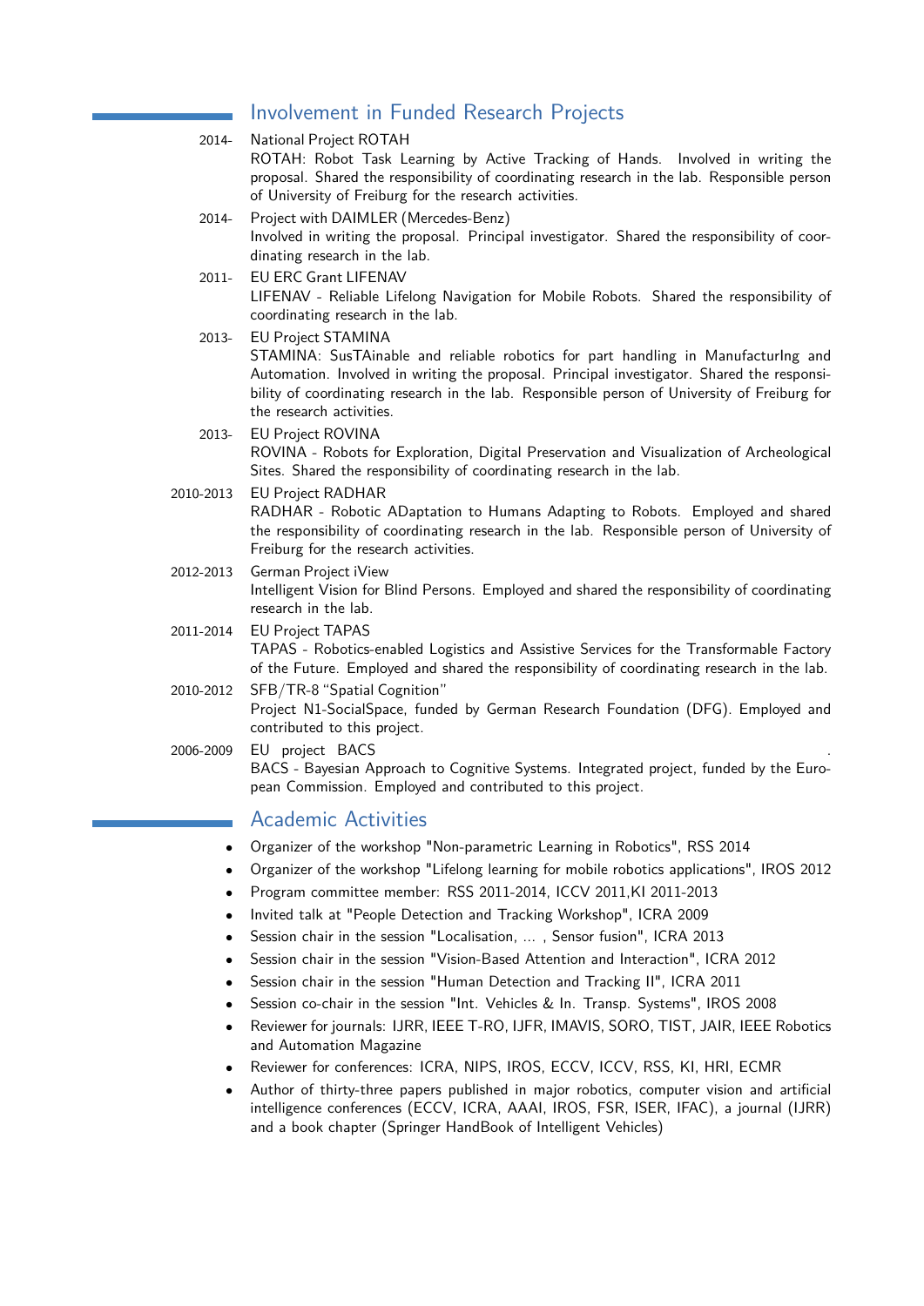## Involvement in Funded Research Projects

**2014-** National Project ROTAH
ROTAH: Robot Task Learning by Active Tracking of Hands. Involved in writing the proposal. Shared the responsibility of coordinating research in the lab. Responsible person of University of Freiburg for the research activities.

**2014-** Project with DAIMLER (Mercedes-Benz)
Involved in writing the proposal. Principal investigator. Shared the responsibility of coordinating research in the lab.

**2011-** EU ERC Grant LIFENAV
LIFENAV - Reliable Lifelong Navigation for Mobile Robots. Shared the responsibility of coordinating research in the lab.

**2013-** EU Project STAMINA
STAMINA: SusTAinable and reliable robotics for part handling in ManufacturIng and Automation. Involved in writing the proposal. Principal investigator. Shared the responsibility of coordinating research in the lab. Responsible person of University of Freiburg for the research activities.

**2013-** EU Project ROVINA
ROVINA - Robots for Exploration, Digital Preservation and Visualization of Archeological Sites. Shared the responsibility of coordinating research in the lab.

**2010-2013** EU Project RADHAR
RADHAR - Robotic ADaptation to Humans Adapting to Robots. Employed and shared the responsibility of coordinating research in the lab. Responsible person of University of Freiburg for the research activities.

**2012-2013** German Project iView
Intelligent Vision for Blind Persons. Employed and shared the responsibility of coordinating research in the lab.

**2011-2014** EU Project TAPAS
TAPAS - Robotics-enabled Logistics and Assistive Services for the Transformable Factory of the Future. Employed and shared the responsibility of coordinating research in the lab.

**2010-2012** SFB/TR-8 “Spatial Cognition”
Project N1-SocialSpace, funded by German Research Foundation (DFG). Employed and contributed to this project.

**2006-2009** EU project BACS .
BACS - Bayesian Approach to Cognitive Systems. Integrated project, funded by the European Commission. Employed and contributed to this project.

## Academic Activities

- Organizer of the workshop "Non-parametric Learning in Robotics", RSS 2014
- Organizer of the workshop "Lifelong learning for mobile robotics applications", IROS 2012
- Program committee member: RSS 2011-2014, ICCV 2011,KI 2011-2013
- Invited talk at "People Detection and Tracking Workshop", ICRA 2009
- Session chair in the session "Localisation, ... , Sensor fusion", ICRA 2013
- Session chair in the session "Vision-Based Attention and Interaction", ICRA 2012
- Session chair in the session "Human Detection and Tracking II", ICRA 2011
- Session co-chair in the session "Int. Vehicles & In. Transp. Systems", IROS 2008
- Reviewer for journals: IJRR, IEEE T-RO, IJFR, IMAVIS, SORO, TIST, JAIR, IEEE Robotics and Automation Magazine
- Reviewer for conferences: ICRA, NIPS, IROS, ECCV, ICCV, RSS, KI, HRI, ECMR
- Author of thirty-three papers published in major robotics, computer vision and artificial intelligence conferences (ECCV, ICRA, AAAI, IROS, FSR, ISER, IFAC), a journal (IJRR) and a book chapter (Springer HandBook of Intelligent Vehicles)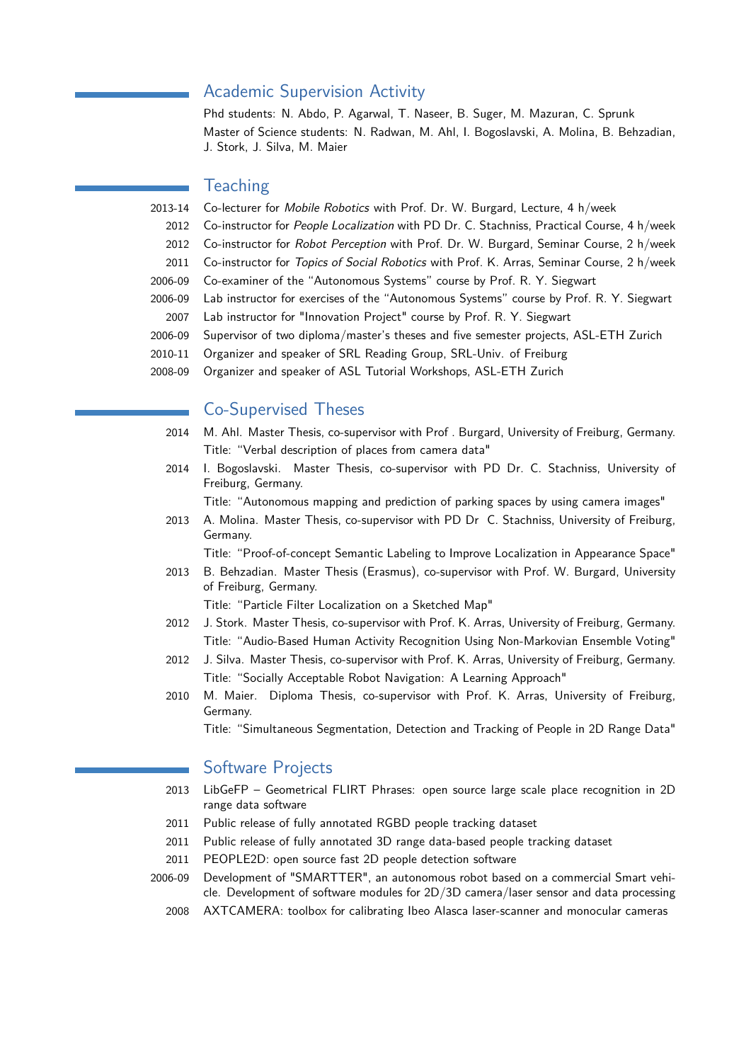## Academic Supervision Activity

Phd students: N. Abdo, P. Agarwal, T. Naseer, B. Suger, M. Mazuran, C. Sprunk

Master of Science students: N. Radwan, M. Ahl, I. Bogoslavski, A. Molina, B. Behzadian, J. Stork, J. Silva, M. Maier

## Teaching

- 2013-14 Co-lecturer for *Mobile Robotics* with Prof. Dr. W. Burgard, Lecture, 4 h/week
- 2012 Co-instructor for *People Localization* with PD Dr. C. Stachniss, Practical Course, 4 h/week
- 2012 Co-instructor for *Robot Perception* with Prof. Dr. W. Burgard, Seminar Course, 2 h/week
- 2011 Co-instructor for *Topics of Social Robotics* with Prof. K. Arras, Seminar Course, 2 h/week
- 2006-09 Co-examiner of the "Autonomous Systems" course by Prof. R. Y. Siegwart
- 2006-09 Lab instructor for exercises of the "Autonomous Systems" course by Prof. R. Y. Siegwart
- 2007 Lab instructor for "Innovation Project" course by Prof. R. Y. Siegwart
- 2006-09 Supervisor of two diploma/master's theses and five semester projects, ASL-ETH Zurich
- 2010-11 Organizer and speaker of SRL Reading Group, SRL-Univ. of Freiburg
- 2008-09 Organizer and speaker of ASL Tutorial Workshops, ASL-ETH Zurich

## Co-Supervised Theses

- 2014 M. Ahl. Master Thesis, co-supervisor with Prof . Burgard, University of Freiburg, Germany.
  Title: "Verbal description of places from camera data"
- 2014 I. Bogoslavski. Master Thesis, co-supervisor with PD Dr. C. Stachniss, University of Freiburg, Germany.
  Title: "Autonomous mapping and prediction of parking spaces by using camera images"
- 2013 A. Molina. Master Thesis, co-supervisor with PD Dr C. Stachniss, University of Freiburg, Germany.
  Title: "Proof-of-concept Semantic Labeling to Improve Localization in Appearance Space"
- 2013 B. Behzadian. Master Thesis (Erasmus), co-supervisor with Prof. W. Burgard, University of Freiburg, Germany.
  Title: "Particle Filter Localization on a Sketched Map"
- 2012 J. Stork. Master Thesis, co-supervisor with Prof. K. Arras, University of Freiburg, Germany.
  Title: "Audio-Based Human Activity Recognition Using Non-Markovian Ensemble Voting"
- 2012 J. Silva. Master Thesis, co-supervisor with Prof. K. Arras, University of Freiburg, Germany.
  Title: "Socially Acceptable Robot Navigation: A Learning Approach"
- 2010 M. Maier. Diploma Thesis, co-supervisor with Prof. K. Arras, University of Freiburg, Germany.
  Title: "Simultaneous Segmentation, Detection and Tracking of People in 2D Range Data"

## Software Projects

- 2013 LibGeFP – Geometrical FLIRT Phrases: open source large scale place recognition in 2D range data software
- 2011 Public release of fully annotated RGBD people tracking dataset
- 2011 Public release of fully annotated 3D range data-based people tracking dataset
- 2011 PEOPLE2D: open source fast 2D people detection software
- 2006-09 Development of "SMARTTER", an autonomous robot based on a commercial Smart vehicle. Development of software modules for 2D/3D camera/laser sensor and data processing
- 2008 AXTCAMERA: toolbox for calibrating Ibeo Alasca laser-scanner and monocular cameras